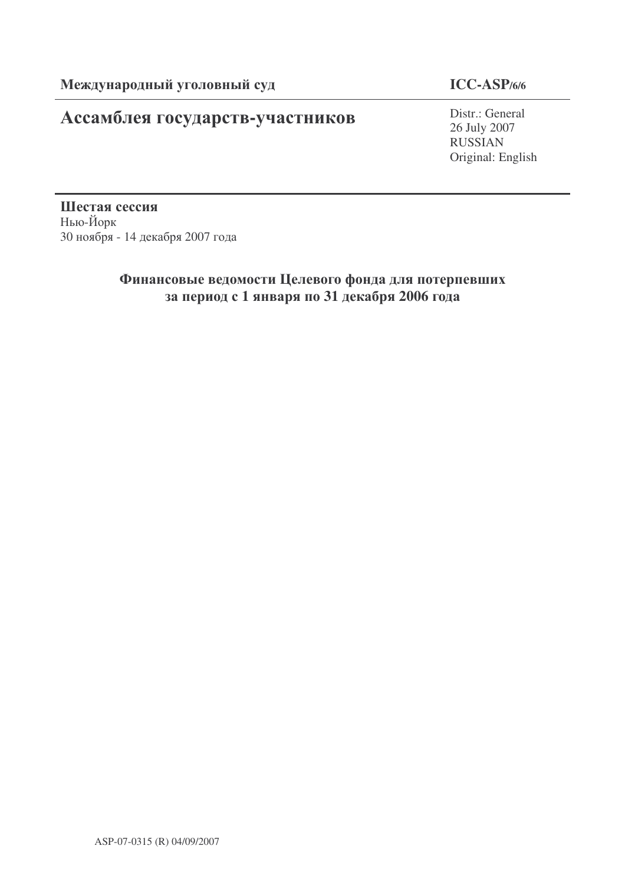**Международный уголовный суд** **ICC-ASP/6/6**

# Ассамблея государств-участников

Distr.: General
26 July 2007
RUSSIAN
Original: English

**Шестая сессия**
Нью-Йорк
30 ноября - 14 декабря 2007 года

## Финансовые ведомости Целевого фонда для потерпевших за период с 1 января по 31 декабря 2006 года

ASP-07-0315 (R) 04/09/2007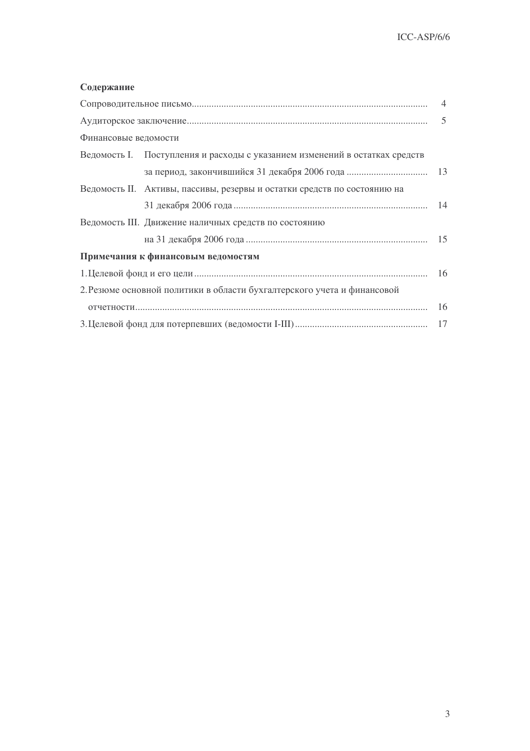**Содержание**

| | | |
|---|---|---|
| Сопроводительное письмо | | 4 |
| Аудиторское заключение | | 5 |
| Финансовые ведомости | | |
| Ведомость I. | Поступления и расходы с указанием изменений в остатках средств за период, закончившийся 31 декабря 2006 года | 13 |
| Ведомость II. | Активы, пассивы, резервы и остатки средств по состоянию на 31 декабря 2006 года | 14 |
| Ведомость III. | Движение наличных средств по состоянию на 31 декабря 2006 года | 15 |

**Примечания к финансовым ведомостям**

| | |
|---|---|
| 1. Целевой фонд и его цели | 16 |
| 2. Резюме основной политики в области бухгалтерского учета и финансовой отчетности | 16 |
| 3. Целевой фонд для потерпевших (ведомости I-III) | 17 |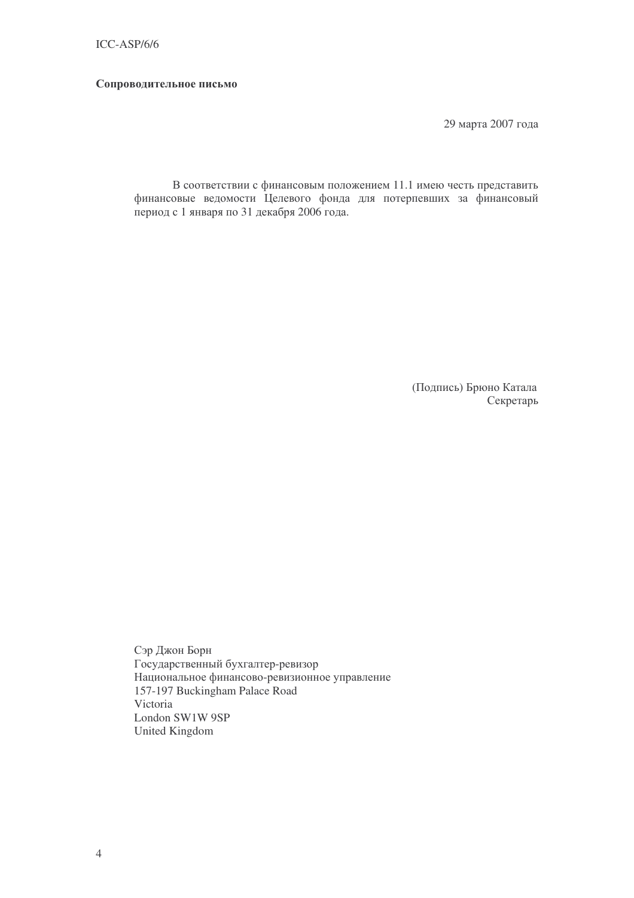**Сопроводительное письмо**

29 марта 2007 года

В соответствии с финансовым положением 11.1 имею честь представить финансовые ведомости Целевого фонда для потерпевших за финансовый период с 1 января по 31 декабря 2006 года.

(Подпись) Брюно Катала
Секретарь

Сэр Джон Борн
Государственный бухгалтер-ревизор
Национальное финансово-ревизионное управление
157-197 Buckingham Palace Road
Victoria
London SW1W 9SP
United Kingdom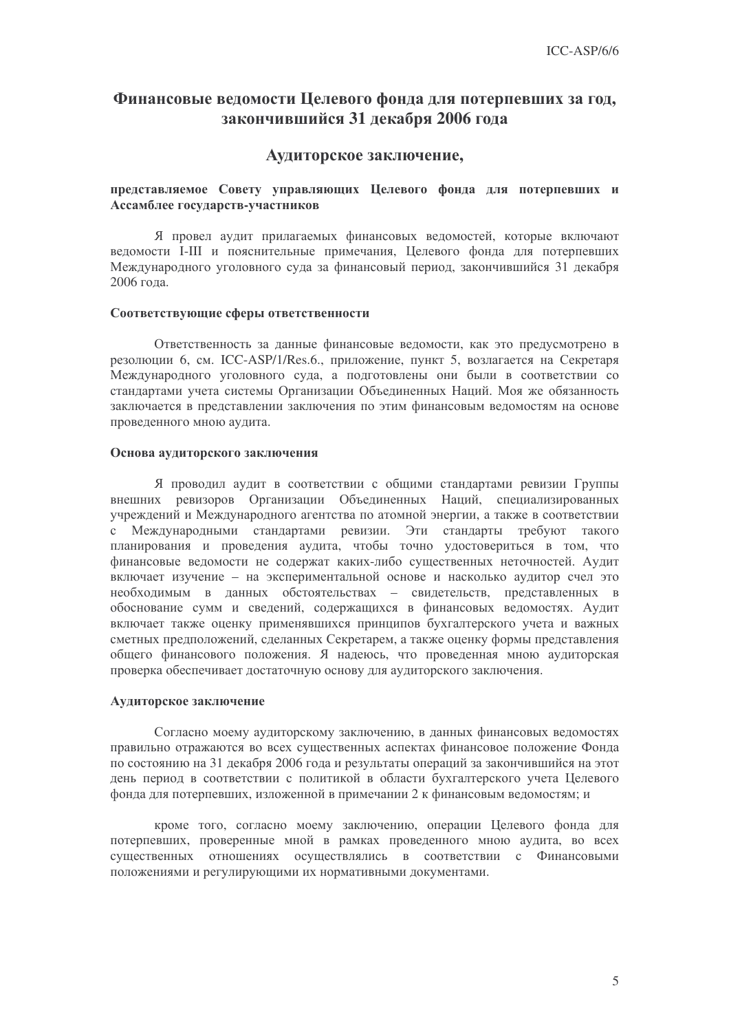# Финансовые ведомости Целевого фонда для потерпевших за год, закончившийся 31 декабря 2006 года

## Аудиторское заключение,

**представляемое Совету управляющих Целевого фонда для потерпевших и Ассамблее государств-участников**

Я провел аудит прилагаемых финансовых ведомостей, которые включают ведомости I-III и пояснительные примечания, Целевого фонда для потерпевших Международного уголовного суда за финансовый период, закончившийся 31 декабря 2006 года.

**Соответствующие сферы ответственности**

Ответственность за данные финансовые ведомости, как это предусмотрено в резолюции 6, см. ICC-ASP/1/Res.6., приложение, пункт 5, возлагается на Секретаря Международного уголовного суда, а подготовлены они были в соответствии со стандартами учета системы Организации Объединенных Наций. Моя же обязанность заключается в представлении заключения по этим финансовым ведомостям на основе проведенного мною аудита.

**Основа аудиторского заключения**

Я проводил аудит в соответствии с общими стандартами ревизии Группы внешних ревизоров Организации Объединенных Наций, специализированных учреждений и Международного агентства по атомной энергии, а также в соответствии с Международными стандартами ревизии. Эти стандарты требуют такого планирования и проведения аудита, чтобы точно удостовериться в том, что финансовые ведомости не содержат каких-либо существенных неточностей. Аудит включает изучение – на экспериментальной основе и насколько аудитор счел это необходимым в данных обстоятельствах – свидетельств, представленных в обоснование сумм и сведений, содержащихся в финансовых ведомостях. Аудит включает также оценку применявшихся принципов бухгалтерского учета и важных сметных предположений, сделанных Секретарем, а также оценку формы представления общего финансового положения. Я надеюсь, что проведенная мною аудиторская проверка обеспечивает достаточную основу для аудиторского заключения.

**Аудиторское заключение**

Согласно моему аудиторскому заключению, в данных финансовых ведомостях правильно отражаются во всех существенных аспектах финансовое положение Фонда по состоянию на 31 декабря 2006 года и результаты операций за закончившийся на этот день период в соответствии с политикой в области бухгалтерского учета Целевого фонда для потерпевших, изложенной в примечании 2 к финансовым ведомостям; и

кроме того, согласно моему заключению, операции Целевого фонда для потерпевших, проверенные мной в рамках проведенного мною аудита, во всех существенных отношениях осуществлялись в соответствии с Финансовыми положениями и регулирующими их нормативными документами.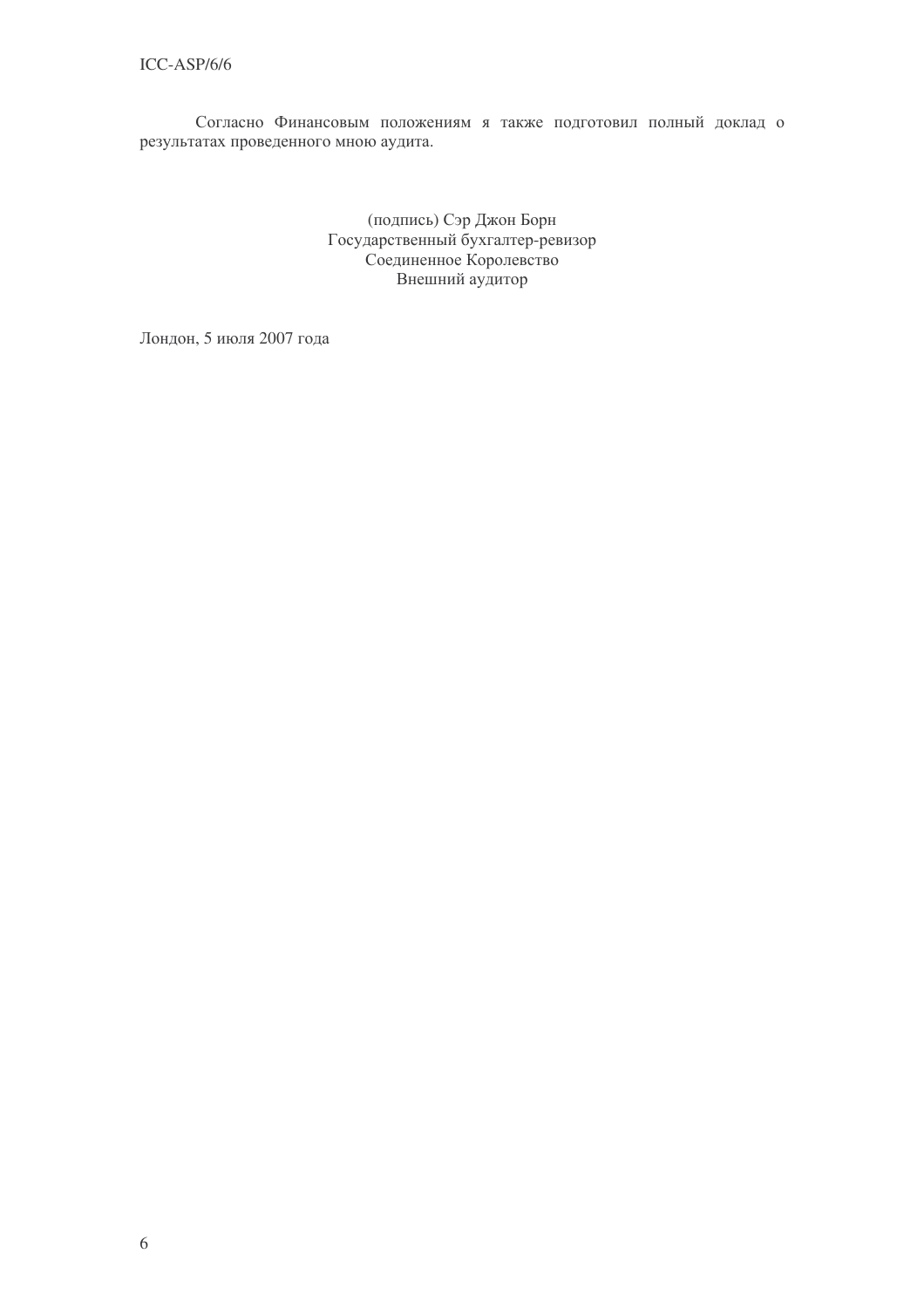Согласно Финансовым положениям я также подготовил полный доклад о результатах проведенного мною аудита.

(подпись) Сэр Джон Борн
Государственный бухгалтер-ревизор
Соединенное Королевство
Внешний аудитор

Лондон, 5 июля 2007 года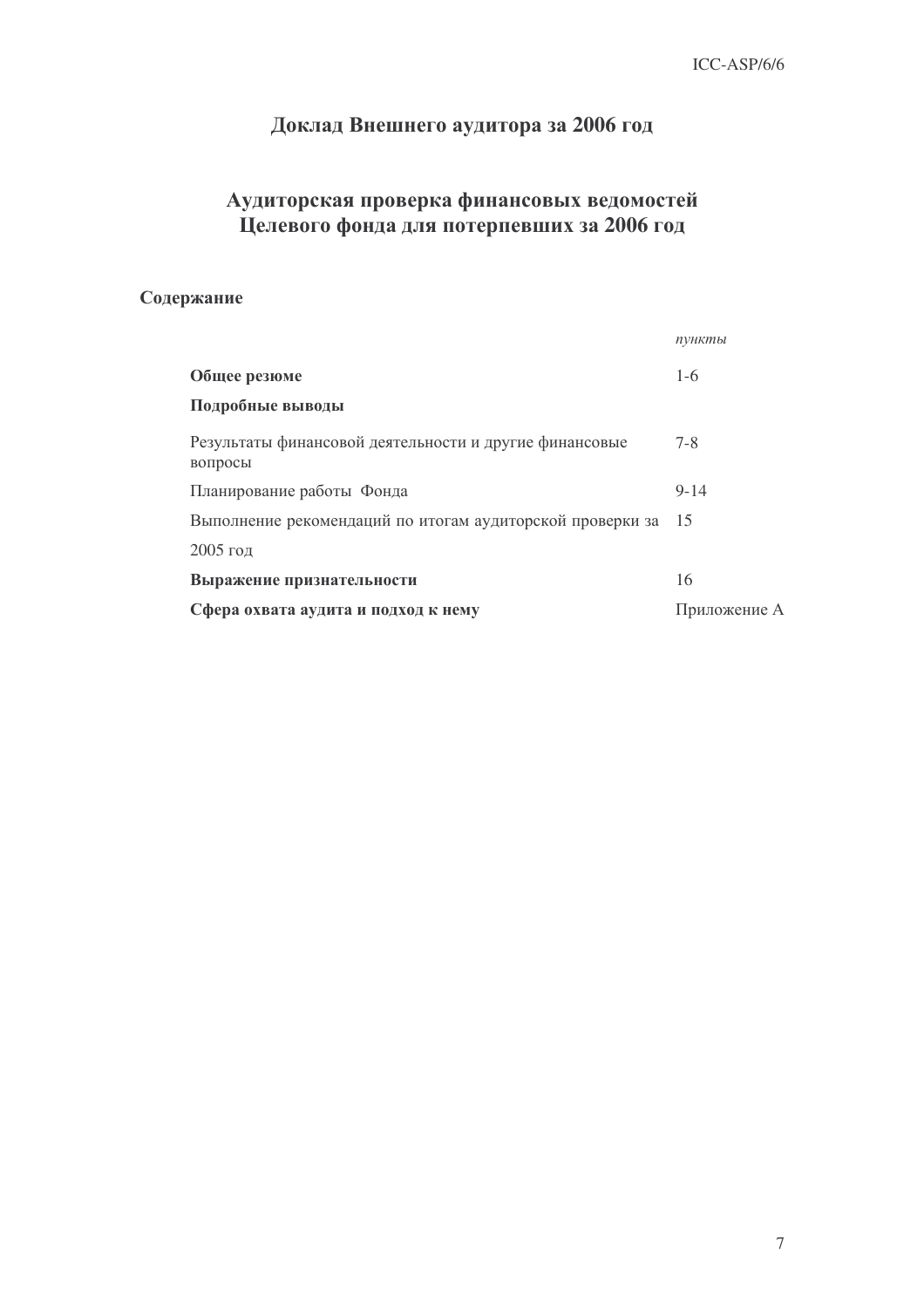## Доклад Внешнего аудитора за 2006 год

## Аудиторская проверка финансовых ведомостей Целевого фонда для потерпевших за 2006 год

### Содержание

| | *пункты* |
|---|---|
| **Общее резюме** | 1-6 |
| **Подробные выводы** | |
| Результаты финансовой деятельности и другие финансовые вопросы | 7-8 |
| Планирование работы Фонда | 9-14 |
| Выполнение рекомендаций по итогам аудиторской проверки за 2005 год | 15 |
| **Выражение признательности** | 16 |
| **Сфера охвата аудита и подход к нему** | Приложение A |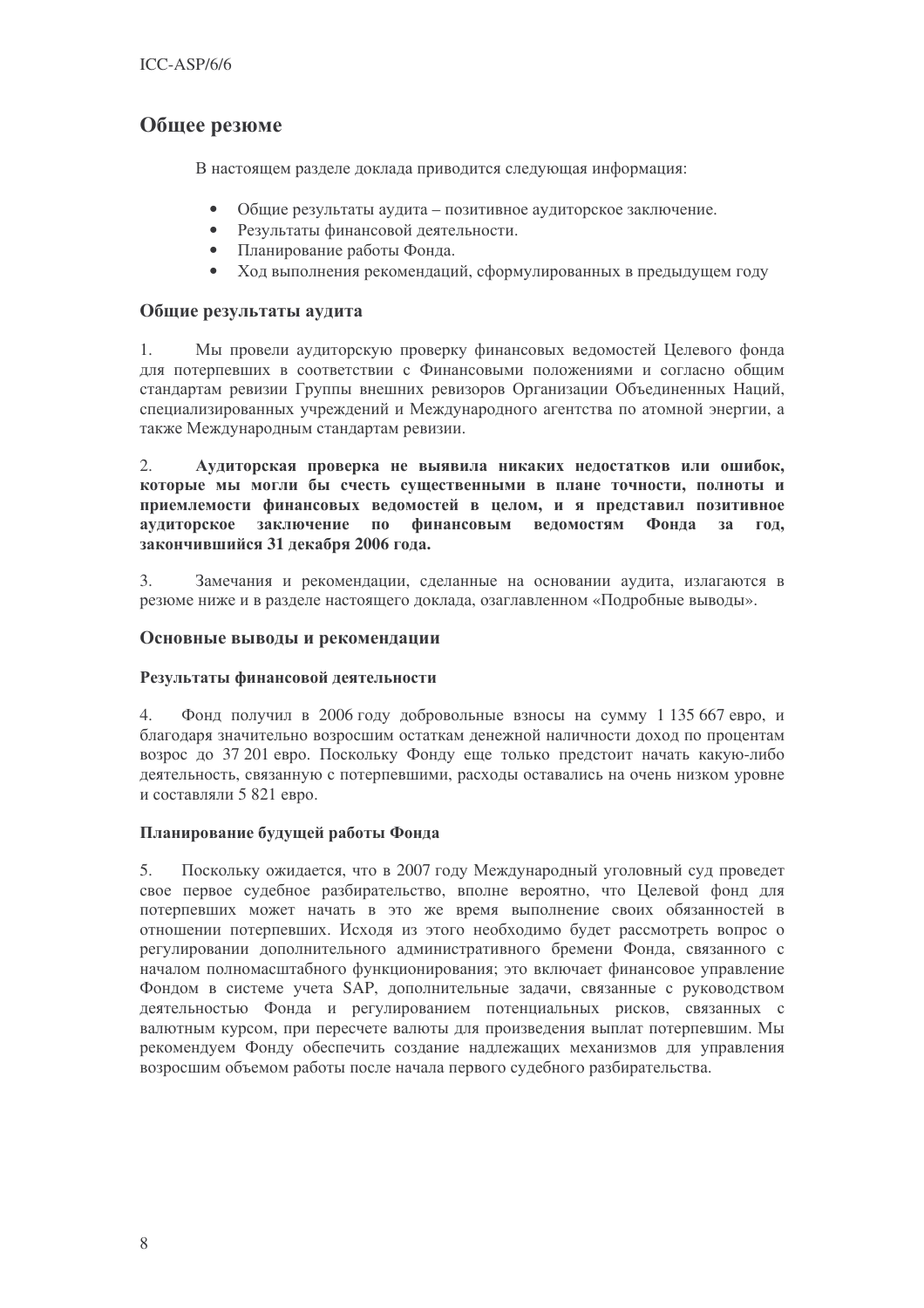## Общее резюме

В настоящем разделе доклада приводится следующая информация:

- Общие результаты аудита – позитивное аудиторское заключение.
- Результаты финансовой деятельности.
- Планирование работы Фонда.
- Ход выполнения рекомендаций, сформулированных в предыдущем году

### Общие результаты аудита

1. Мы провели аудиторскую проверку финансовых ведомостей Целевого фонда для потерпевших в соответствии с Финансовыми положениями и согласно общим стандартам ревизии Группы внешних ревизоров Организации Объединенных Наций, специализированных учреждений и Международного агентства по атомной энергии, а также Международным стандартам ревизии.

2. **Аудиторская проверка не выявила никаких недостатков или ошибок, которые мы могли бы счесть существенными в плане точности, полноты и приемлемости финансовых ведомостей в целом, и я представил позитивное аудиторское заключение по финансовым ведомостям Фонда за год, закончившийся 31 декабря 2006 года.**

3. Замечания и рекомендации, сделанные на основании аудита, излагаются в резюме ниже и в разделе настоящего доклада, озаглавленном «Подробные выводы».

### Основные выводы и рекомендации

#### Результаты финансовой деятельности

4. Фонд получил в 2006 году добровольные взносы на сумму 1 135 667 евро, и благодаря значительно возросшим остаткам денежной наличности доход по процентам возрос до 37 201 евро. Поскольку Фонду еще только предстоит начать какую-либо деятельность, связанную с потерпевшими, расходы оставались на очень низком уровне и составляли 5 821 евро.

#### Планирование будущей работы Фонда

5. Поскольку ожидается, что в 2007 году Международный уголовный суд проведет свое первое судебное разбирательство, вполне вероятно, что Целевой фонд для потерпевших может начать в это же время выполнение своих обязанностей в отношении потерпевших. Исходя из этого необходимо будет рассмотреть вопрос о регулировании дополнительного административного бремени Фонда, связанного с началом полномасштабного функционирования; это включает финансовое управление Фондом в системе учета SAP, дополнительные задачи, связанные с руководством деятельностью Фонда и регулированием потенциальных рисков, связанных с валютным курсом, при пересчете валюты для произведения выплат потерпевшим. Мы рекомендуем Фонду обеспечить создание надлежащих механизмов для управления возросшим объемом работы после начала первого судебного разбирательства.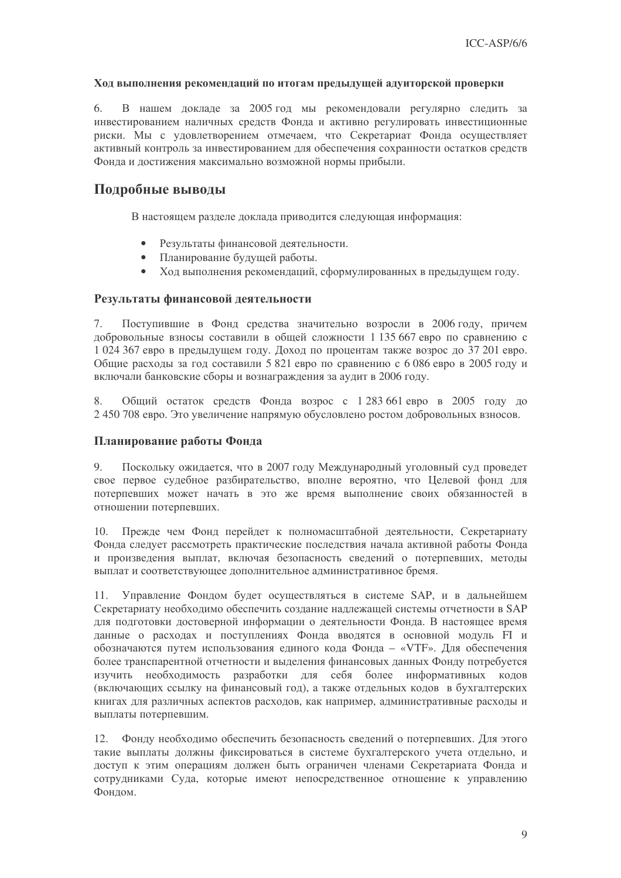### Ход выполнения рекомендаций по итогам предыдущей адуиторской проверки

6. В нашем докладе за 2005 год мы рекомендовали регулярно следить за инвестированием наличных средств Фонда и активно регулировать инвестиционные риски. Мы с удовлетворением отмечаем, что Секретариат Фонда осуществляет активный контроль за инвестированием для обеспечения сохранности остатков средств Фонда и достижения максимально возможной нормы прибыли.

## Подробные выводы

В настоящем разделе доклада приводится следующая информация:

- Результаты финансовой деятельности.
- Планирование будущей работы.
- Ход выполнения рекомендаций, сформулированных в предыдущем году.

### Результаты финансовой деятельности

7. Поступившие в Фонд средства значительно возросли в 2006 году, причем добровольные взносы составили в общей сложности 1 135 667 евро по сравнению с 1 024 367 евро в предыдущем году. Доход по процентам также возрос до 37 201 евро. Общие расходы за год составили 5 821 евро по сравнению с 6 086 евро в 2005 году и включали банковские сборы и вознаграждения за аудит в 2006 году.

8. Общий остаток средств Фонда возрос с 1 283 661 евро в 2005 году до 2 450 708 евро. Это увеличение напрямую обусловлено ростом добровольных взносов.

### Планирование работы Фонда

9. Поскольку ожидается, что в 2007 году Международный уголовный суд проведет свое первое судебное разбирательство, вполне вероятно, что Целевой фонд для потерпевших может начать в это же время выполнение своих обязанностей в отношении потерпевших.

10. Прежде чем Фонд перейдет к полномасштабной деятельности, Секретариату Фонда следует рассмотреть практические последствия начала активной работы Фонда и произведения выплат, включая безопасность сведений о потерпевших, методы выплат и соответствующее дополнительное административное бремя.

11. Управление Фондом будет осуществляться в системе SAP, и в дальнейшем Секретариату необходимо обеспечить создание надлежащей системы отчетности в SAP для подготовки достоверной информации о деятельности Фонда. В настоящее время данные о расходах и поступлениях Фонда вводятся в основной модуль FI и обозначаются путем использования единого кода Фонда – «VTF». Для обеспечения более транспарентной отчетности и выделения финансовых данных Фонду потребуется изучить необходимость разработки для себя более информативных кодов (включающих ссылку на финансовый год), а также отдельных кодов в бухгалтерских книгах для различных аспектов расходов, как например, административные расходы и выплаты потерпевшим.

12. Фонду необходимо обеспечить безопасность сведений о потерпевших. Для этого такие выплаты должны фиксироваться в системе бухгалтерского учета отдельно, и доступ к этим операциям должен быть ограничен членами Секретариата Фонда и сотрудниками Суда, которые имеют непосредственное отношение к управлению Фондом.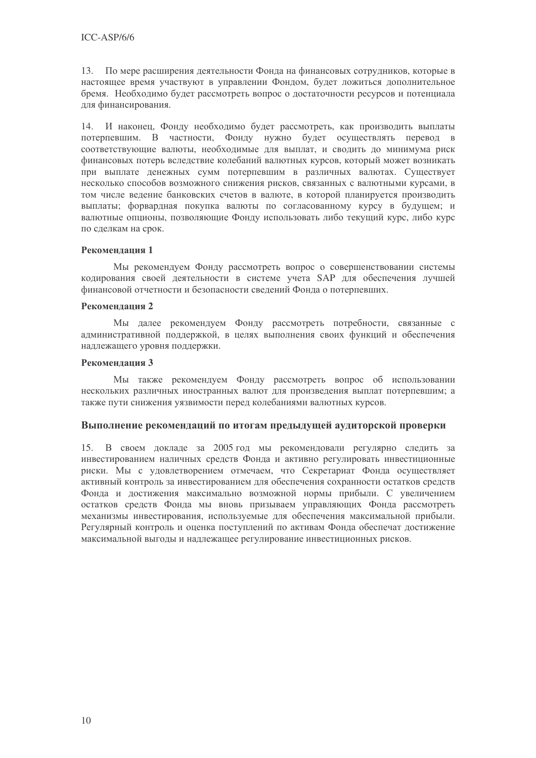13. По мере расширения деятельности Фонда на финансовых сотрудников, которые в настоящее время участвуют в управлении Фондом, будет ложиться дополнительное бремя. Необходимо будет рассмотреть вопрос о достаточности ресурсов и потенциала для финансирования.

14. И наконец, Фонду необходимо будет рассмотреть, как производить выплаты потерпевшим. В частности, Фонду нужно будет осуществлять перевод в соответствующие валюты, необходимые для выплат, и сводить до минимума риск финансовых потерь вследствие колебаний валютных курсов, который может возникать при выплате денежных сумм потерпевшим в различных валютах. Существует несколько способов возможного снижения рисков, связанных с валютными курсами, в том числе ведение банковских счетов в валюте, в которой планируется производить выплаты; форвардная покупка валюты по согласованному курсу в будущем; и валютные опционы, позволяющие Фонду использовать либо текущий курс, либо курс по сделкам на срок.

**Рекомендация 1**

Мы рекомендуем Фонду рассмотреть вопрос о совершенствовании системы кодирования своей деятельности в системе учета SAP для обеспечения лучшей финансовой отчетности и безопасности сведений Фонда о потерпевших.

**Рекомендация 2**

Мы далее рекомендуем Фонду рассмотреть потребности, связанные с административной поддержкой, в целях выполнения своих функций и обеспечения надлежащего уровня поддержки.

**Рекомендация 3**

Мы также рекомендуем Фонду рассмотреть вопрос об использовании нескольких различных иностранных валют для произведения выплат потерпевшим; а также пути снижения уязвимости перед колебаниями валютных курсов.

## Выполнение рекомендаций по итогам предыдущей аудиторской проверки

15. В своем докладе за 2005 год мы рекомендовали регулярно следить за инвестированием наличных средств Фонда и активно регулировать инвестиционные риски. Мы с удовлетворением отмечаем, что Секретариат Фонда осуществляет активный контроль за инвестированием для обеспечения сохранности остатков средств Фонда и достижения максимально возможной нормы прибыли. С увеличением остатков средств Фонда мы вновь призываем управляющих Фонда рассмотреть механизмы инвестирования, используемые для обеспечения максимальной прибыли. Регулярный контроль и оценка поступлений по активам Фонда обеспечат достижение максимальной выгоды и надлежащее регулирование инвестиционных рисков.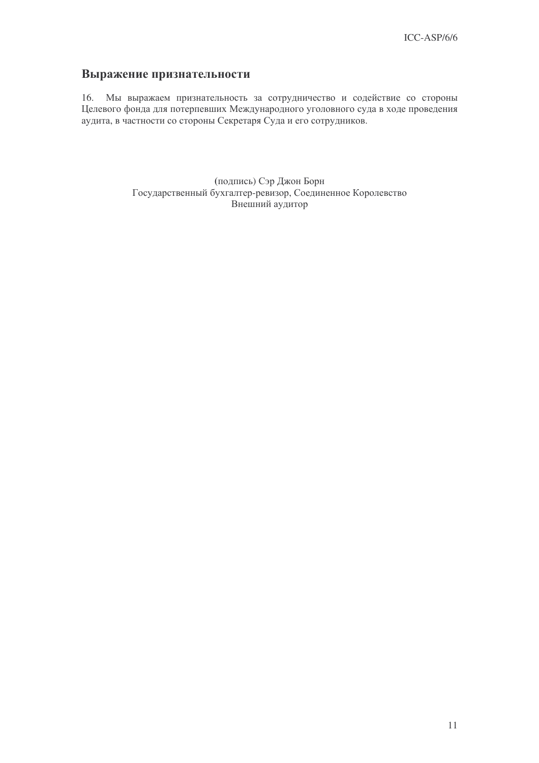## Выражение признательности

16. Мы выражаем признательность за сотрудничество и содействие со стороны Целевого фонда для потерпевших Международного уголовного суда в ходе проведения аудита, в частности со стороны Секретаря Суда и его сотрудников.

(подпись) Сэр Джон Борн
Государственный бухгалтер-ревизор, Соединенное Королевство
Внешний аудитор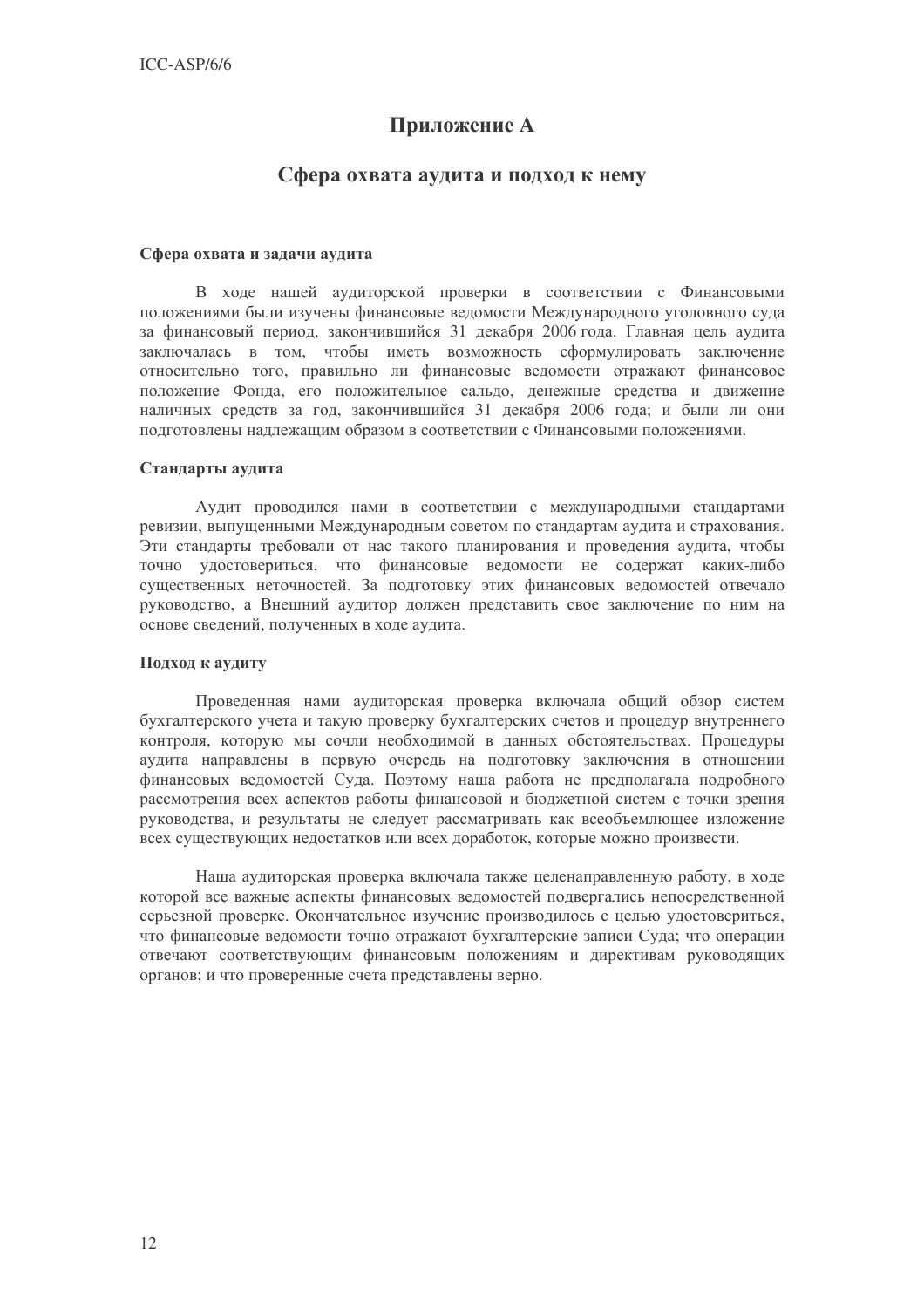# Приложение A

## Сфера охвата аудита и подход к нему

### Сфера охвата и задачи аудита

В ходе нашей аудиторской проверки в соответствии с Финансовыми положениями были изучены финансовые ведомости Международного уголовного суда за финансовый период, закончившийся 31 декабря 2006 года. Главная цель аудита заключалась в том, чтобы иметь возможность сформулировать заключение относительно того, правильно ли финансовые ведомости отражают финансовое положение Фонда, его положительное сальдо, денежные средства и движение наличных средств за год, закончившийся 31 декабря 2006 года; и были ли они подготовлены надлежащим образом в соответствии с Финансовыми положениями.

### Стандарты аудита

Аудит проводился нами в соответствии с международными стандартами ревизии, выпущенными Международным советом по стандартам аудита и страхования. Эти стандарты требовали от нас такого планирования и проведения аудита, чтобы точно удостовериться, что финансовые ведомости не содержат каких-либо существенных неточностей. За подготовку этих финансовых ведомостей отвечало руководство, а Внешний аудитор должен представить свое заключение по ним на основе сведений, полученных в ходе аудита.

### Подход к аудиту

Проведенная нами аудиторская проверка включала общий обзор систем бухгалтерского учета и такую проверку бухгалтерских счетов и процедур внутреннего контроля, которую мы сочли необходимой в данных обстоятельствах. Процедуры аудита направлены в первую очередь на подготовку заключения в отношении финансовых ведомостей Суда. Поэтому наша работа не предполагала подробного рассмотрения всех аспектов работы финансовой и бюджетной систем с точки зрения руководства, и результаты не следует рассматривать как всеобъемлющее изложение всех существующих недостатков или всех доработок, которые можно произвести.

Наша аудиторская проверка включала также целенаправленную работу, в ходе которой все важные аспекты финансовых ведомостей подвергались непосредственной серьезной проверке. Окончательное изучение производилось с целью удостовериться, что финансовые ведомости точно отражают бухгалтерские записи Суда; что операции отвечают соответствующим финансовым положениям и директивам руководящих органов; и что проверенные счета представлены верно.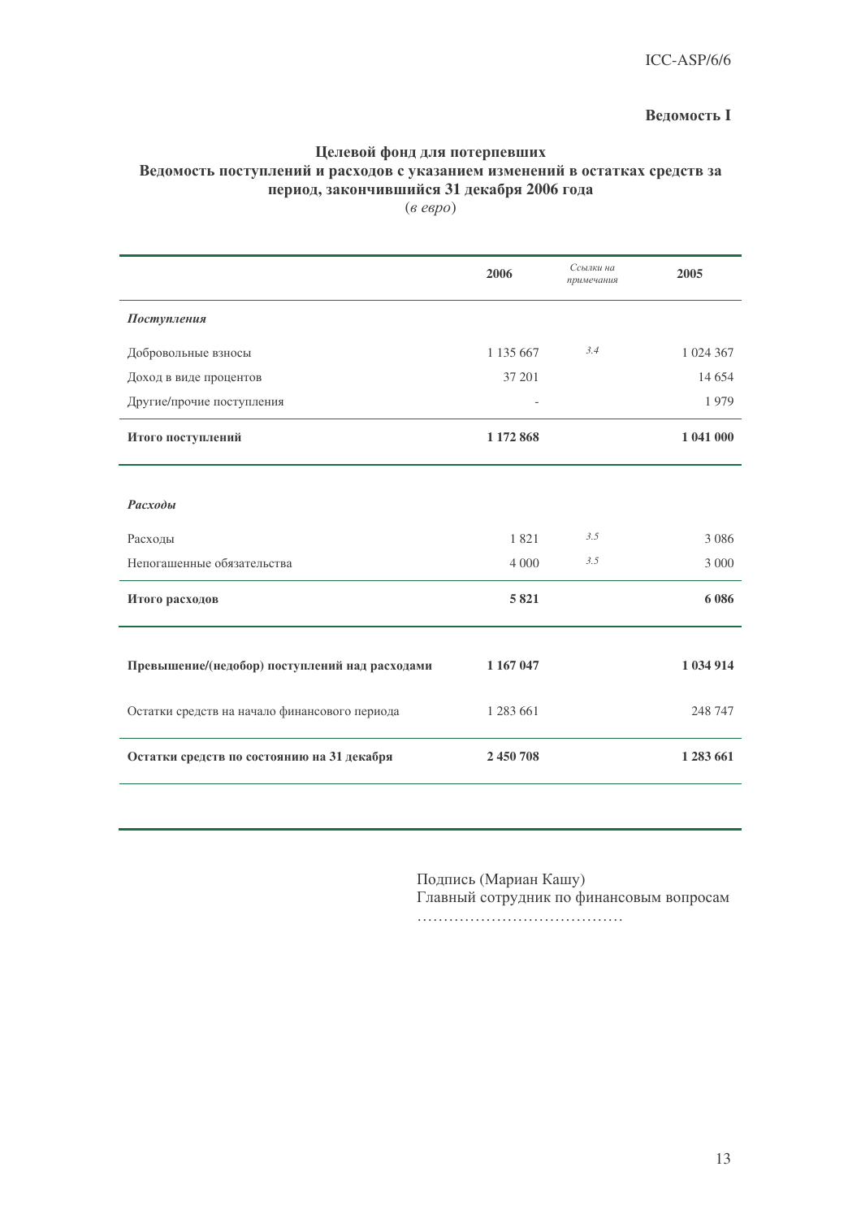**Ведомость I**

**Целевой фонд для потерпевших**
**Ведомость поступлений и расходов с указанием изменений в остатках средств за период, закончившийся 31 декабря 2006 года**
(*в евро*)

| | **2006** | *Ссылки на примечания* | **2005** |
|---|---|---|---|
| ***Поступления*** | | | |
| Добровольные взносы | 1 135 667 | *3.4* | 1 024 367 |
| Доход в виде процентов | 37 201 | | 14 654 |
| Другие/прочие поступления | - | | 1 979 |
| **Итого поступлений** | **1 172 868** | | **1 041 000** |
| ***Расходы*** | | | |
| Расходы | 1 821 | *3.5* | 3 086 |
| Непогашенные обязательства | 4 000 | *3.5* | 3 000 |
| **Итого расходов** | **5 821** | | **6 086** |
| **Превышение/(недобор) поступлений над расходами** | **1 167 047** | | **1 034 914** |
| Остатки средств на начало финансового периода | 1 283 661 | | 248 747 |
| **Остатки средств по состоянию на 31 декабря** | **2 450 708** | | **1 283 661** |

Подпись (Мариан Кашу)
Главный сотрудник по финансовым вопросам
…………………………………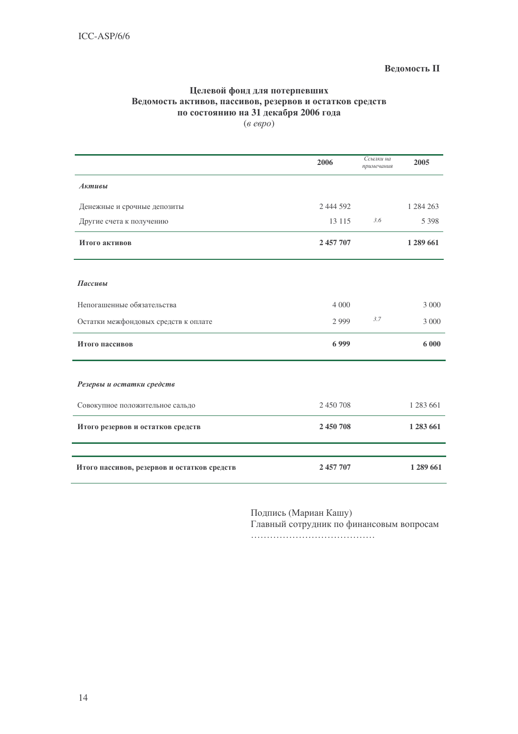**Ведомость II**

## Целевой фонд для потерпевших
## Ведомость активов, пассивов, резервов и остатков средств
## по состоянию на 31 декабря 2006 года

(*в евро*)

| | 2006 | *Ссылки на примечания* | 2005 |
|---|---|---|---|
| ***Активы*** | | | |
| Денежные и срочные депозиты | 2 444 592 | | 1 284 263 |
| Другие счета к получению | 13 115 | *3.6* | 5 398 |
| **Итого активов** | **2 457 707** | | **1 289 661** |
| ***Пассивы*** | | | |
| Непогашенные обязательства | 4 000 | | 3 000 |
| Остатки межфондовых средств к оплате | 2 999 | *3.7* | 3 000 |
| **Итого пассивов** | **6 999** | | **6 000** |
| ***Резервы и остатки средств*** | | | |
| Совокупное положительное сальдо | 2 450 708 | | 1 283 661 |
| **Итого резервов и остатков средств** | **2 450 708** | | **1 283 661** |
| **Итого пассивов, резервов и остатков средств** | **2 457 707** | | **1 289 661** |

Подпись (Мариан Кашу)
Главный сотрудник по финансовым вопросам
…………………………………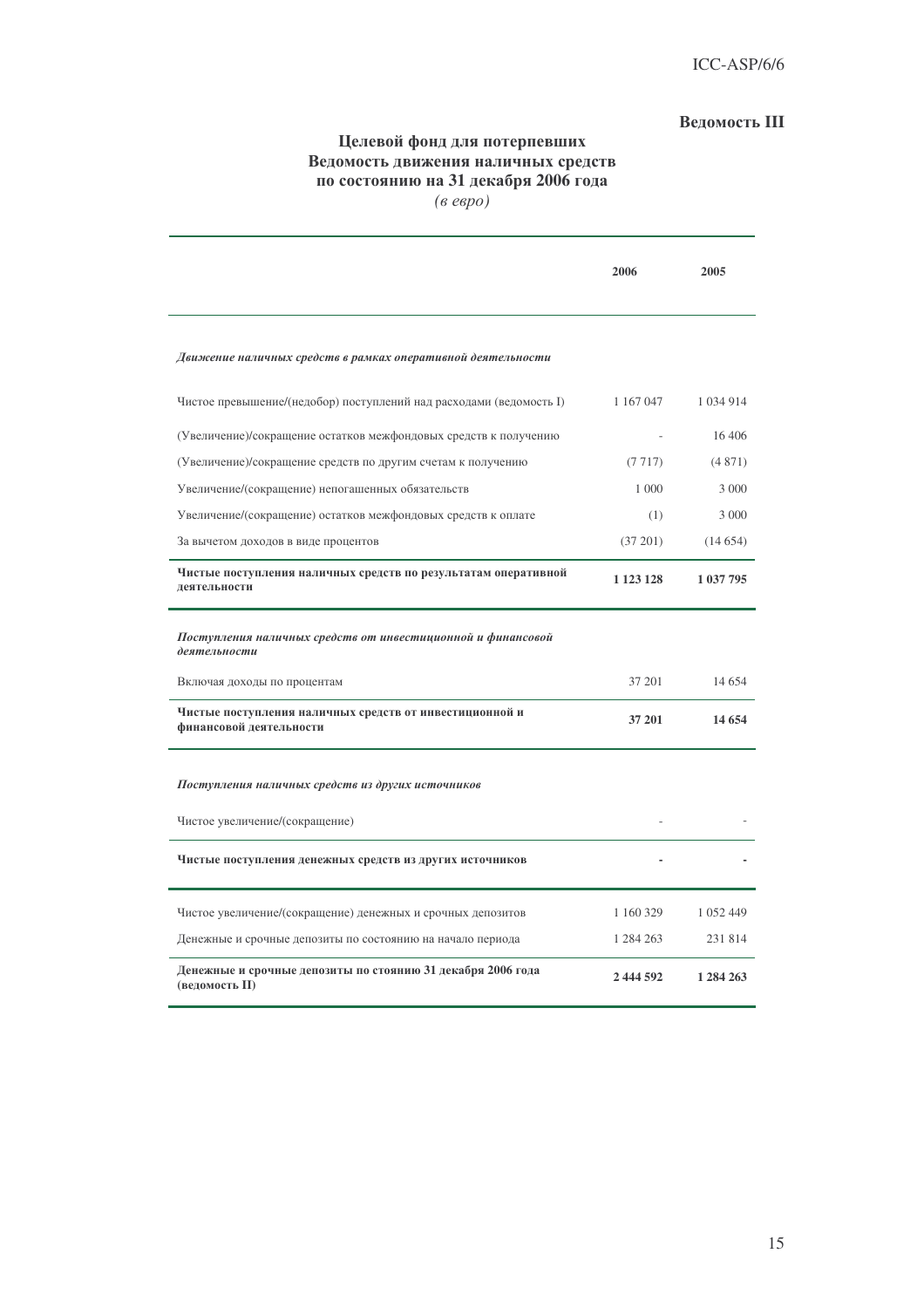**Ведомость III**

## Целевой фонд для потерпевших
## Ведомость движения наличных средств
## по состоянию на 31 декабря 2006 года

*(в евро)*

| | 2006 | 2005 |
|---|---|---|
| ***Движение наличных средств в рамках оперативной деятельности*** | | |
| Чистое превышение/(недобор) поступлений над расходами (ведомость I) | 1 167 047 | 1 034 914 |
| (Увеличение)/сокращение остатков межфондовых средств к получению | - | 16 406 |
| (Увеличение)/сокращение средств по другим счетам к получению | (7 717) | (4 871) |
| Увеличение/(сокращение) непогашенных обязательств | 1 000 | 3 000 |
| Увеличение/(сокращение) остатков межфондовых средств к оплате | (1) | 3 000 |
| За вычетом доходов в виде процентов | (37 201) | (14 654) |
| **Чистые поступления наличных средств по результатам оперативной деятельности** | **1 123 128** | **1 037 795** |
| ***Поступления наличных средств от инвестиционной и финансовой деятельности*** | | |
| Включая доходы по процентам | 37 201 | 14 654 |
| **Чистые поступления наличных средств от инвестиционной и финансовой деятельности** | **37 201** | **14 654** |
| ***Поступления наличных средств из других источников*** | | |
| Чистое увеличение/(сокращение) | - | - |
| **Чистые поступления денежных средств из других источников** | **-** | **-** |
| Чистое увеличение/(сокращение) денежных и срочных депозитов | 1 160 329 | 1 052 449 |
| Денежные и срочные депозиты по состоянию на начало периода | 1 284 263 | 231 814 |
| **Денежные и срочные депозиты по стоянию 31 декабря 2006 года (ведомость II)** | **2 444 592** | **1 284 263** |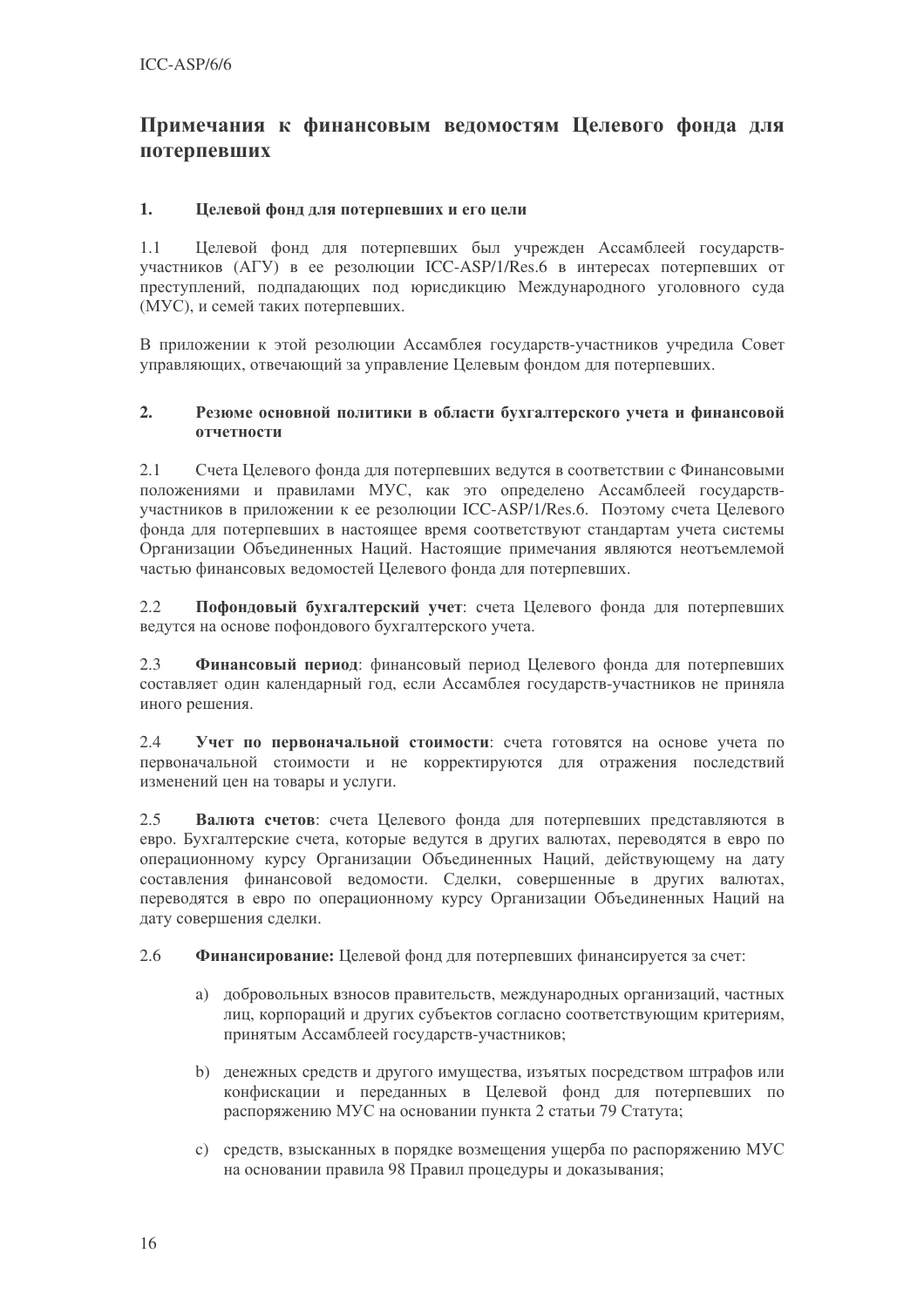## Примечания к финансовым ведомостям Целевого фонда для потерпевших

### 1. Целевой фонд для потерпевших и его цели

1.1 Целевой фонд для потерпевших был учрежден Ассамблеей государств-участников (АГУ) в ее резолюции ICC-ASP/1/Res.6 в интересах потерпевших от преступлений, подпадающих под юрисдикцию Международного уголовного суда (МУС), и семей таких потерпевших.

В приложении к этой резолюции Ассамблея государств-участников учредила Совет управляющих, отвечающий за управление Целевым фондом для потерпевших.

### 2. Резюме основной политики в области бухгалтерского учета и финансовой отчетности

2.1 Счета Целевого фонда для потерпевших ведутся в соответствии с Финансовыми положениями и правилами МУС, как это определено Ассамблеей государств-участников в приложении к ее резолюции ICC-ASP/1/Res.6. Поэтому счета Целевого фонда для потерпевших в настоящее время соответствуют стандартам учета системы Организации Объединенных Наций. Настоящие примечания являются неотъемлемой частью финансовых ведомостей Целевого фонда для потерпевших.

2.2 **Пофондовый бухгалтерский учет**: счета Целевого фонда для потерпевших ведутся на основе пофондового бухгалтерского учета.

2.3 **Финансовый период**: финансовый период Целевого фонда для потерпевших составляет один календарный год, если Ассамблея государств-участников не приняла иного решения.

2.4 **Учет по первоначальной стоимости**: счета готовятся на основе учета по первоначальной стоимости и не корректируются для отражения последствий изменений цен на товары и услуги.

2.5 **Валюта счетов**: счета Целевого фонда для потерпевших представляются в евро. Бухгалтерские счета, которые ведутся в других валютах, переводятся в евро по операционному курсу Организации Объединенных Наций, действующему на дату составления финансовой ведомости. Сделки, совершенные в других валютах, переводятся в евро по операционному курсу Организации Объединенных Наций на дату совершения сделки.

2.6 **Финансирование:** Целевой фонд для потерпевших финансируется за счет:

a) добровольных взносов правительств, международных организаций, частных лиц, корпораций и других субъектов согласно соответствующим критериям, принятым Ассамблеей государств-участников;

b) денежных средств и другого имущества, изъятых посредством штрафов или конфискации и переданных в Целевой фонд для потерпевших по распоряжению МУС на основании пункта 2 статьи 79 Статута;

c) средств, взысканных в порядке возмещения ущерба по распоряжению МУС на основании правила 98 Правил процедуры и доказывания;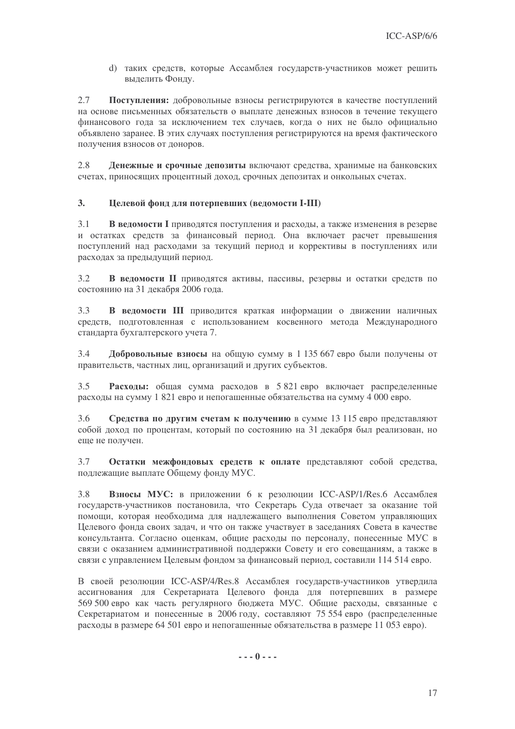d) таких средств, которые Ассамблея государств-участников может решить выделить Фонду.

2.7 **Поступления:** добровольные взносы регистрируются в качестве поступлений на основе письменных обязательств о выплате денежных взносов в течение текущего финансового года за исключением тех случаев, когда о них не было официально объявлено заранее. В этих случаях поступления регистрируются на время фактического получения взносов от доноров.

2.8 **Денежные и срочные депозиты** включают средства, хранимые на банковских счетах, приносящих процентный доход, срочных депозитах и онкольных счетах.

## 3. Целевой фонд для потерпевших (ведомости I-III)

3.1 **В ведомости I** приводятся поступления и расходы, а также изменения в резерве и остатках средств за финансовый период. Она включает расчет превышения поступлений над расходами за текущий период и коррективы в поступлениях или расходах за предыдущий период.

3.2 **В ведомости II** приводятся активы, пассивы, резервы и остатки средств по состоянию на 31 декабря 2006 года.

3.3 **В ведомости III** приводится краткая информации о движении наличных средств, подготовленная с использованием косвенного метода Международного стандарта бухгалтерского учета 7.

3.4 **Добровольные взносы** на общую сумму в 1 135 667 евро были получены от правительств, частных лиц, организаций и других субъектов.

3.5 **Расходы:** общая сумма расходов в 5 821 евро включает распределенные расходы на сумму 1 821 евро и непогашенные обязательства на сумму 4 000 евро.

3.6 **Средства по другим счетам к получению** в сумме 13 115 евро представляют собой доход по процентам, который по состоянию на 31 декабря был реализован, но еще не получен.

3.7 **Остатки межфондовых средств к оплате** представляют собой средства, подлежащие выплате Общему фонду МУС.

3.8 **Взносы МУС:** в приложении 6 к резолюции ICC-ASP/1/Res.6 Ассамблея государств-участников постановила, что Секретарь Суда отвечает за оказание той помощи, которая необходима для надлежащего выполнения Советом управляющих Целевого фонда своих задач, и что он также участвует в заседаниях Совета в качестве консультанта. Согласно оценкам, общие расходы по персоналу, понесенные МУС в связи с оказанием административной поддержки Совету и его совещаниям, а также в связи с управлением Целевым фондом за финансовый период, составили 114 514 евро.

В своей резолюции ICC-ASP/4/Res.8 Ассамблея государств-участников утвердила ассигнования для Секретариата Целевого фонда для потерпевших в размере 569 500 евро как часть регулярного бюджета МУС. Общие расходы, связанные с Секретариатом и понесенные в 2006 году, составляют 75 554 евро (распределенные расходы в размере 64 501 евро и непогашенные обязательства в размере 11 053 евро).

--- 0 ---